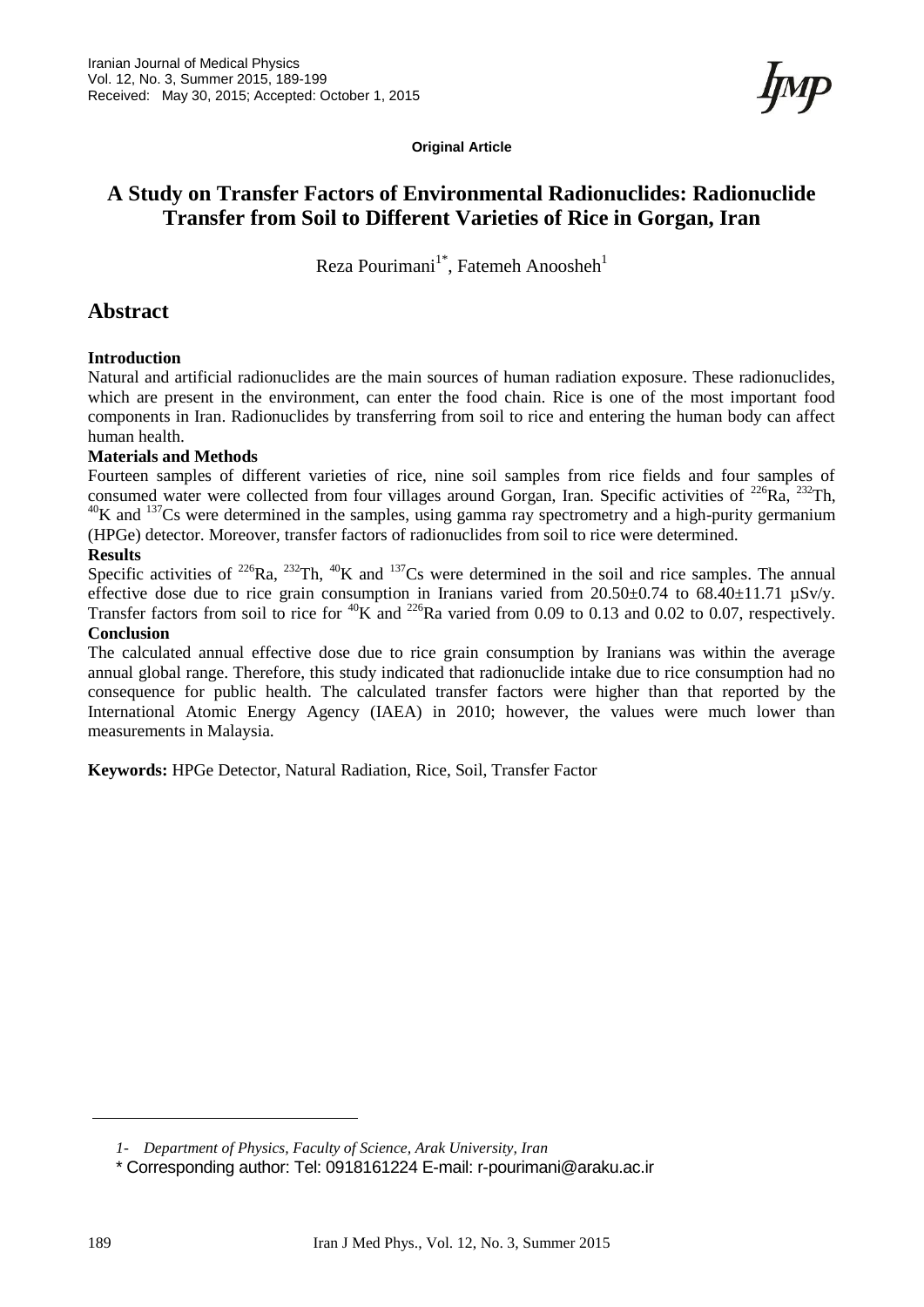Original Article

# A Study on Transfer Factors of Environmental Radionuclides: Radionuclide Transfer from Soil to Different Varieties of Rice in Gorgan, Iran

Reza Pourimani[1*], Fatemeh Anoosheh[1]

## Abstract

**Introduction**

Natural and artificial radionuclides are the main sources of human radiation exposure. These radionuclides, which are present in the environment, can enter the food chain. Rice is one of the most important food components in Iran. Radionuclides by transferring from soil to rice and entering the human body can affect human health.

**Materials and Methods**

Fourteen samples of different varieties of rice, nine soil samples from rice fields and four samples of consumed water were collected from four villages around Gorgan, Iran. Specific activities of $^{226}Ra$, $^{232}Th$, $^{40}K$ and $^{137}Cs$ were determined in the samples, using gamma ray spectrometry and a high-purity germanium (HPGe) detector. Moreover, transfer factors of radionuclides from soil to rice were determined.

**Results**

Specific activities of $^{226}Ra$, $^{232}Th$, $^{40}K$ and $^{137}Cs$ were determined in the soil and rice samples. The annual effective dose due to rice grain consumption in Iranians varied from 20.50±0.74 to 68.40±11.71 µSv/y. Transfer factors from soil to rice for $^{40}K$ and $^{226}Ra$ varied from 0.09 to 0.13 and 0.02 to 0.07, respectively.

**Conclusion**

The calculated annual effective dose due to rice grain consumption by Iranians was within the average annual global range. Therefore, this study indicated that radionuclide intake due to rice consumption had no consequence for public health. The calculated transfer factors were higher than that reported by the International Atomic Energy Agency (IAEA) in 2010; however, the values were much lower than measurements in Malaysia.

**Keywords:** HPGe Detector, Natural Radiation, Rice, Soil, Transfer Factor

*1- Department of Physics, Faculty of Science, Arak University, Iran*

\* Corresponding author: Tel: 0918161224 E-mail: r-pourimani@araku.ac.ir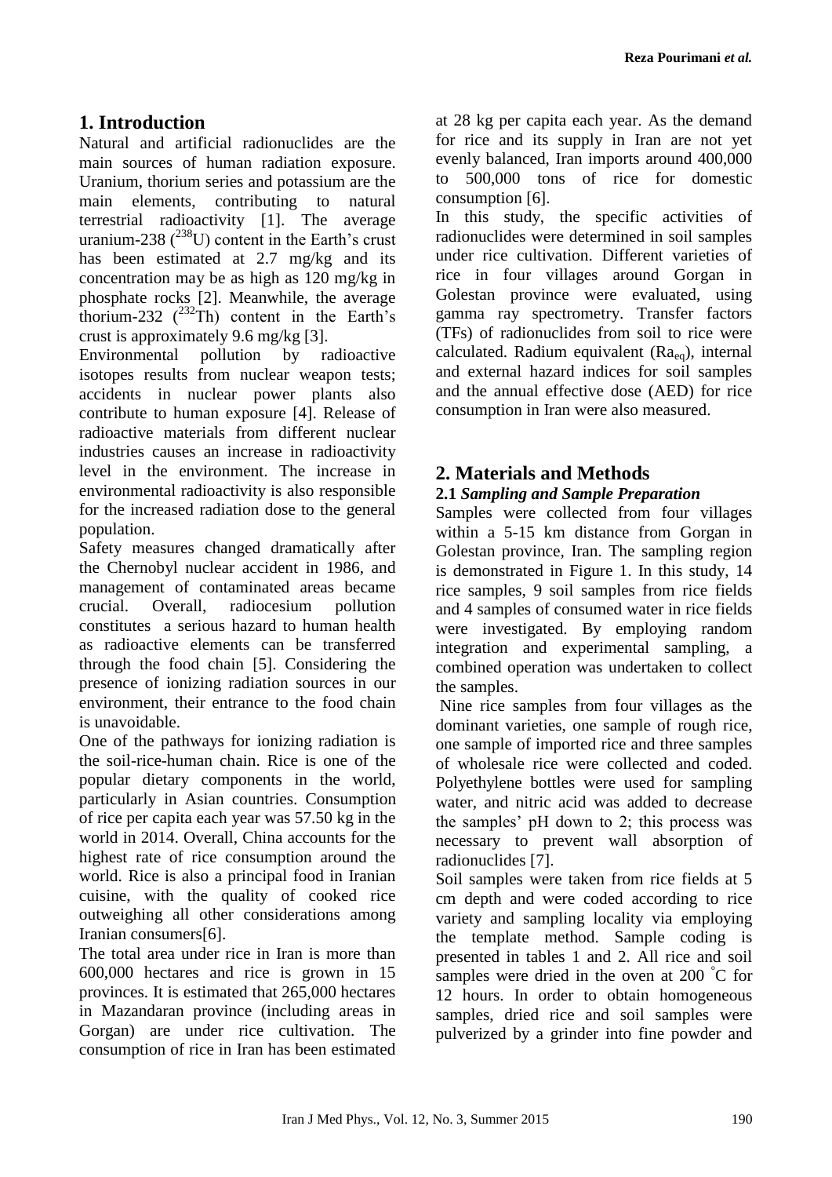## 1. Introduction

Natural and artificial radionuclides are the main sources of human radiation exposure. Uranium, thorium series and potassium are the main elements, contributing to natural terrestrial radioactivity [1]. The average uranium-238 ($^{238}$U) content in the Earth's crust has been estimated at 2.7 mg/kg and its concentration may be as high as 120 mg/kg in phosphate rocks [2]. Meanwhile, the average thorium-232 ($^{232}$Th) content in the Earth's crust is approximately 9.6 mg/kg [3].

Environmental pollution by radioactive isotopes results from nuclear weapon tests; accidents in nuclear power plants also contribute to human exposure [4]. Release of radioactive materials from different nuclear industries causes an increase in radioactivity level in the environment. The increase in environmental radioactivity is also responsible for the increased radiation dose to the general population.

Safety measures changed dramatically after the Chernobyl nuclear accident in 1986, and management of contaminated areas became crucial. Overall, radiocesium pollution constitutes a serious hazard to human health as radioactive elements can be transferred through the food chain [5]. Considering the presence of ionizing radiation sources in our environment, their entrance to the food chain is unavoidable.

One of the pathways for ionizing radiation is the soil-rice-human chain. Rice is one of the popular dietary components in the world, particularly in Asian countries. Consumption of rice per capita each year was 57.50 kg in the world in 2014. Overall, China accounts for the highest rate of rice consumption around the world. Rice is also a principal food in Iranian cuisine, with the quality of cooked rice outweighing all other considerations among Iranian consumers[6].

The total area under rice in Iran is more than 600,000 hectares and rice is grown in 15 provinces. It is estimated that 265,000 hectares in Mazandaran province (including areas in Gorgan) are under rice cultivation. The consumption of rice in Iran has been estimated at 28 kg per capita each year. As the demand for rice and its supply in Iran are not yet evenly balanced, Iran imports around 400,000 to 500,000 tons of rice for domestic consumption [6].

In this study, the specific activities of radionuclides were determined in soil samples under rice cultivation. Different varieties of rice in four villages around Gorgan in Golestan province were evaluated, using gamma ray spectrometry. Transfer factors (TFs) of radionuclides from soil to rice were calculated. Radium equivalent ($Ra_{eq}$), internal and external hazard indices for soil samples and the annual effective dose (AED) for rice consumption in Iran were also measured.

## 2. Materials and Methods

### 2.1 *Sampling and Sample Preparation*

Samples were collected from four villages within a 5-15 km distance from Gorgan in Golestan province, Iran. The sampling region is demonstrated in Figure 1. In this study, 14 rice samples, 9 soil samples from rice fields and 4 samples of consumed water in rice fields were investigated. By employing random integration and experimental sampling, a combined operation was undertaken to collect the samples.

Nine rice samples from four villages as the dominant varieties, one sample of rough rice, one sample of imported rice and three samples of wholesale rice were collected and coded. Polyethylene bottles were used for sampling water, and nitric acid was added to decrease the samples' pH down to 2; this process was necessary to prevent wall absorption of radionuclides [7].

Soil samples were taken from rice fields at 5 cm depth and were coded according to rice variety and sampling locality via employing the template method. Sample coding is presented in tables 1 and 2. All rice and soil samples were dried in the oven at 200 °C for 12 hours. In order to obtain homogeneous samples, dried rice and soil samples were pulverized by a grinder into fine powder and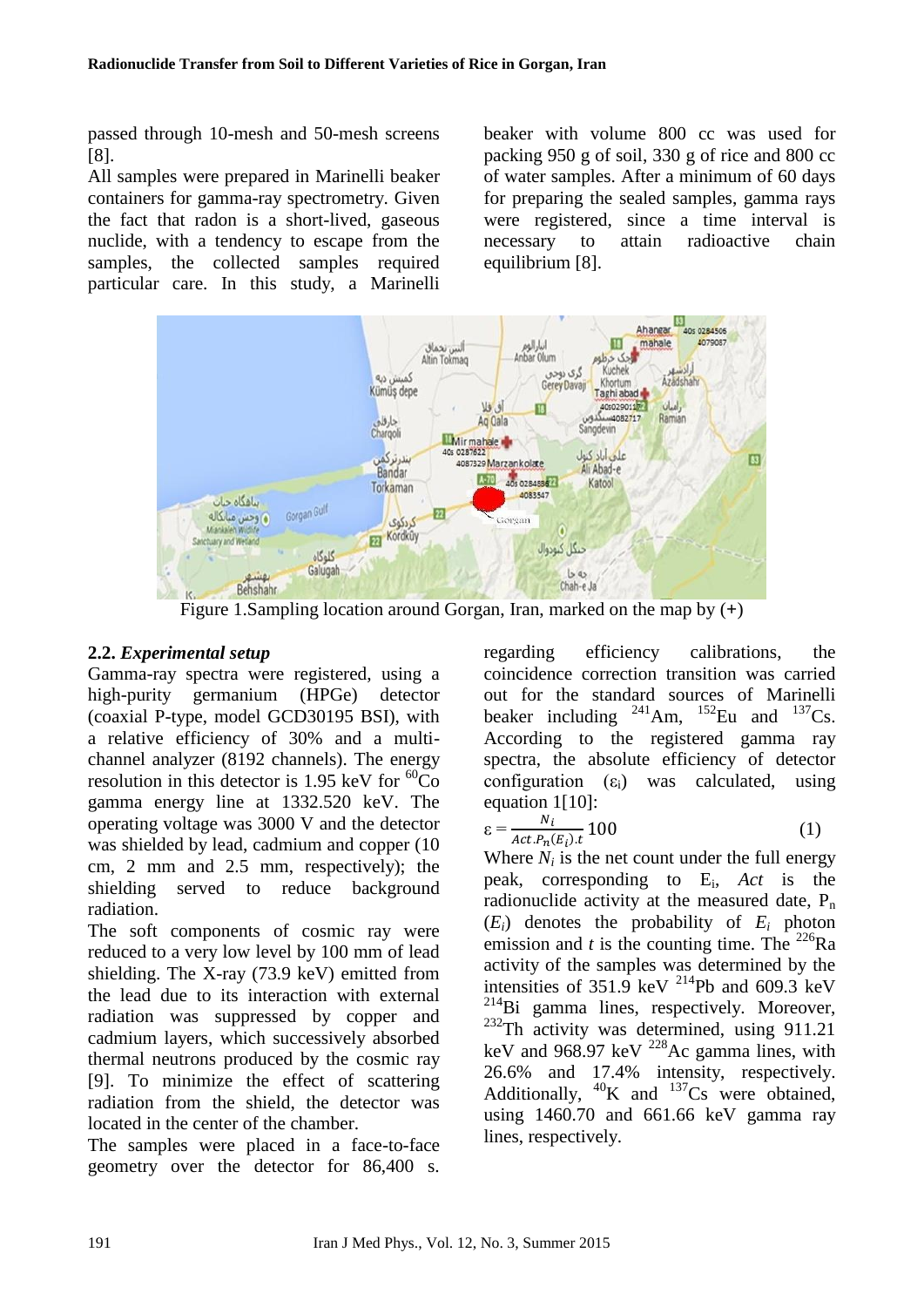passed through 10-mesh and 50-mesh screens [8].

All samples were prepared in Marinelli beaker containers for gamma-ray spectrometry. Given the fact that radon is a short-lived, gaseous nuclide, with a tendency to escape from the samples, the collected samples required particular care. In this study, a Marinelli beaker with volume 800 cc was used for packing 950 g of soil, 330 g of rice and 800 cc of water samples. After a minimum of 60 days for preparing the sealed samples, gamma rays were registered, since a time interval is necessary to attain radioactive chain equilibrium [8].

Figure 1.Sampling location around Gorgan, Iran, marked on the map by (+)

## 2.2. *Experimental setup*

Gamma-ray spectra were registered, using a high-purity germanium (HPGe) detector (coaxial P-type, model GCD30195 BSI), with a relative efficiency of 30% and a multi-channel analyzer (8192 channels). The energy resolution in this detector is 1.95 keV for $^{60}$Co gamma energy line at 1332.520 keV. The operating voltage was 3000 V and the detector was shielded by lead, cadmium and copper (10 cm, 2 mm and 2.5 mm, respectively); the shielding served to reduce background radiation.

The soft components of cosmic ray were reduced to a very low level by 100 mm of lead shielding. The X-ray (73.9 keV) emitted from the lead due to its interaction with external radiation was suppressed by copper and cadmium layers, which successively absorbed thermal neutrons produced by the cosmic ray [9]. To minimize the effect of scattering radiation from the shield, the detector was located in the center of the chamber.

The samples were placed in a face-to-face geometry over the detector for 86,400 s. regarding efficiency calibrations, the coincidence correction transition was carried out for the standard sources of Marinelli beaker including $^{241}$Am, $^{152}$Eu and $^{137}$Cs. According to the registered gamma ray spectra, the absolute efficiency of detector configuration ($\varepsilon_i$) was calculated, using equation 1[10]:

$$\varepsilon = \frac{N_i}{Act.P_n(E_i).t}100 \quad (1)$$

Where $N_i$ is the net count under the full energy peak, corresponding to $E_i$, *Act* is the radionuclide activity at the measured date, $P_n(E_i)$ denotes the probability of $E_i$ photon emission and $t$ is the counting time. The $^{226}$Ra activity of the samples was determined by the intensities of 351.9 keV $^{214}$Pb and 609.3 keV $^{214}$Bi gamma lines, respectively. Moreover, $^{232}$Th activity was determined, using 911.21 keV and 968.97 keV $^{228}$Ac gamma lines, with 26.6% and 17.4% intensity, respectively. Additionally, $^{40}$K and $^{137}$Cs were obtained, using 1460.70 and 661.66 keV gamma ray lines, respectively.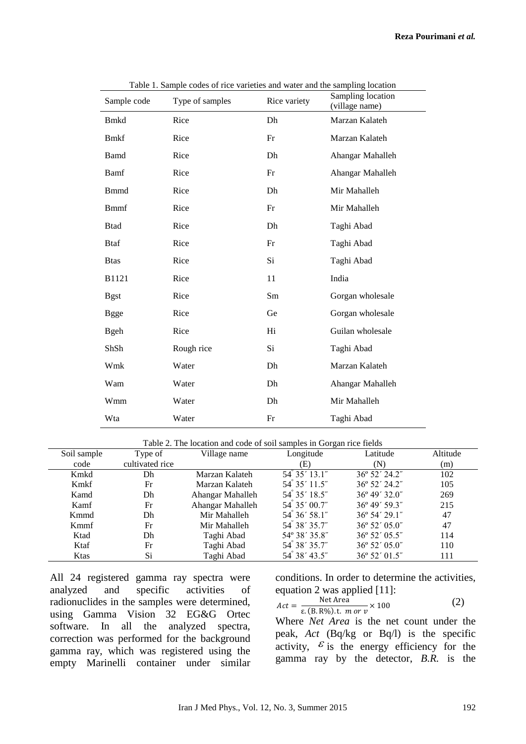Table 1. Sample codes of rice varieties and water and the sampling location

| Sample code | Type of samples | Rice variety | Sampling location (village name) |
|---|---|---|---|
| Bmkd | Rice | Dh | Marzan Kalateh |
| Bmkf | Rice | Fr | Marzan Kalateh |
| Bamd | Rice | Dh | Ahangar Mahalleh |
| Bamf | Rice | Fr | Ahangar Mahalleh |
| Bmmd | Rice | Dh | Mir Mahalleh |
| Bmmf | Rice | Fr | Mir Mahalleh |
| Btad | Rice | Dh | Taghi Abad |
| Btaf | Rice | Fr | Taghi Abad |
| Btas | Rice | Si | Taghi Abad |
| B1121 | Rice | 11 | India |
| Bgst | Rice | Sm | Gorgan wholesale |
| Bgge | Rice | Ge | Gorgan wholesale |
| Bgeh | Rice | Hi | Guilan wholesale |
| ShSh | Rough rice | Si | Taghi Abad |
| Wmk | Water | Dh | Marzan Kalateh |
| Wam | Water | Dh | Ahangar Mahalleh |
| Wmm | Water | Dh | Mir Mahalleh |
| Wta | Water | Fr | Taghi Abad |

Table 2. The location and code of soil samples in Gorgan rice fields

| Soil sample code | Type of cultivated rice | Village name | Longitude (E) | Latitude (N) | Altitude (m) |
|---|---|---|---|---|---|
| Kmkd | Dh | Marzan Kalateh | 54° 35′ 13.1″ | 36º 52′ 24.2″ | 102 |
| Kmkf | Fr | Marzan Kalateh | 54° 35′ 11.5″ | 36º 52′ 24.2″ | 105 |
| Kamd | Dh | Ahangar Mahalleh | 54° 35′ 18.5″ | 36º 49′ 32.0″ | 269 |
| Kamf | Fr | Ahangar Mahalleh | 54° 35′ 00.7″ | 36º 49′ 59.3″ | 215 |
| Kmmd | Dh | Mir Mahalleh | 54° 36′ 58.1″ | 36º 54′ 29.1″ | 47 |
| Kmmf | Fr | Mir Mahalleh | 54° 38′ 35.7″ | 36º 52′ 05.0″ | 47 |
| Ktad | Dh | Taghi Abad | 54º 38′ 35.8″ | 36º 52′ 05.5″ | 114 |
| Ktaf | Fr | Taghi Abad | 54° 38′ 35.7″ | 36º 52′ 05.0″ | 110 |
| Ktas | Si | Taghi Abad | 54° 38′ 43.5″ | 36º 52′ 01.5″ | 111 |

All 24 registered gamma ray spectra were analyzed and specific activities of radionuclides in the samples were determined, using Gamma Vision 32 EG&G Ortec software. In all the analyzed spectra, correction was performed for the background gamma ray, which was registered using the empty Marinelli container under similar conditions. In order to determine the activities, equation 2 was applied [11]:

$$Act = \frac{\text{Net Area}}{\varepsilon.(\text{B.R\%}).\text{t. } m \text{ } or \text{ } v} \times 100 \quad (2)$$

Where *Net Area* is the net count under the peak, *Act* (Bq/kg or Bq/l) is the specific activity, $\varepsilon$ is the energy efficiency for the gamma ray by the detector, *B.R.* is the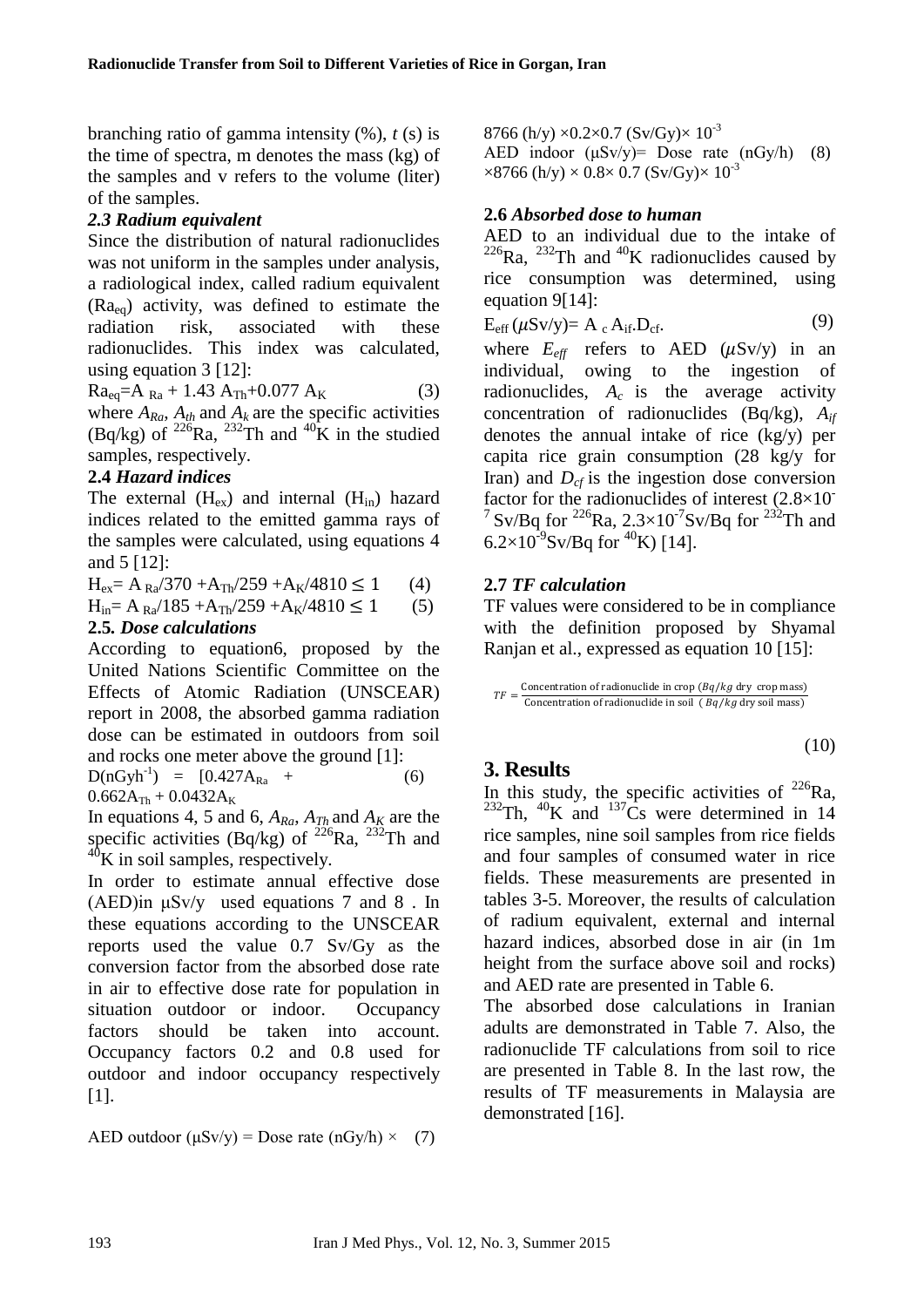branching ratio of gamma intensity (%), $t$ (s) is the time of spectra, m denotes the mass (kg) of the samples and v refers to the volume (liter) of the samples.

### *2.3 Radium equivalent*

Since the distribution of natural radionuclides was not uniform in the samples under analysis, a radiological index, called radium equivalent ($Ra_{eq}$) activity, was defined to estimate the radiation risk, associated with these radionuclides. This index was calculated, using equation 3 [12]:

$$Ra_{eq}=A_{Ra} + 1.43\, A_{Th}+0.077\, A_K \quad (3)$$

where $A_{Ra}$, $A_{th}$ and $A_k$ are the specific activities (Bq/kg) of $^{226}Ra$, $^{232}Th$ and $^{40}K$ in the studied samples, respectively.

### **2.4** *Hazard indices*

The external ($H_{ex}$) and internal ($H_{in}$) hazard indices related to the emitted gamma rays of the samples were calculated, using equations 4 and 5 [12]:

$$H_{ex}= A_{Ra}/370 +A_{Th}/259 +A_K/4810 \leq 1 \quad (4)$$

$$H_{in}= A_{Ra}/185 +A_{Th}/259 +A_K/4810 \leq 1 \quad (5)$$

### **2.5.** *Dose calculations*

According to equation6, proposed by the United Nations Scientific Committee on the Effects of Atomic Radiation (UNSCEAR) report in 2008, the absorbed gamma radiation dose can be estimated in outdoors from soil and rocks one meter above the ground [1]:

$$D(nGyh^{-1}) = [0.427A_{Ra} + 0.662A_{Th} + 0.0432A_K \quad (6)$$

In equations 4, 5 and 6, $A_{Ra}$, $A_{Th}$ and $A_K$ are the specific activities (Bq/kg) of $^{226}Ra$, $^{232}Th$ and $^{40}K$ in soil samples, respectively.

In order to estimate annual effective dose (AED)in μSv/y used equations 7 and 8 . In these equations according to the UNSCEAR reports used the value 0.7 Sv/Gy as the conversion factor from the absorbed dose rate in air to effective dose rate for population in situation outdoor or indoor. Occupancy factors should be taken into account. Occupancy factors 0.2 and 0.8 used for outdoor and indoor occupancy respectively [1].

$$\text{AED outdoor } (\mu Sv/y) = \text{Dose rate } (nGy/h) \times 8766\ (h/y) \times 0.2\times 0.7\ (Sv/Gy)\times 10^{-3} \quad (7)$$

$$\text{AED indoor } (\mu Sv/y)= \text{Dose rate } (nGy/h) \times 8766\ (h/y) \times 0.8\times 0.7\ (Sv/Gy)\times 10^{-3} \quad (8)$$

### **2.6** *Absorbed dose to human*

AED to an individual due to the intake of $^{226}Ra$, $^{232}Th$ and $^{40}K$ radionuclides caused by rice consumption was determined, using equation 9[14]:

$$E_{eff}\ (\mu Sv/y)= A_c\, A_{if}.D_{cf}. \quad (9)$$

where $E_{eff}$ refers to AED ($\mu$Sv/y) in an individual, owing to the ingestion of radionuclides, $A_c$ is the average activity concentration of radionuclides (Bq/kg), $A_{if}$ denotes the annual intake of rice (kg/y) per capita rice grain consumption (28 kg/y for Iran) and $D_{cf}$ is the ingestion dose conversion factor for the radionuclides of interest ($2.8\times10^{-7}$ Sv/Bq for $^{226}Ra$, $2.3\times10^{-7}$Sv/Bq for $^{232}Th$ and $6.2\times10^{-9}$Sv/Bq for $^{40}K$) [14].

### **2.7** *TF calculation*

TF values were considered to be in compliance with the definition proposed by Shyamal Ranjan et al., expressed as equation 10 [15]:

$$TF = \frac{\text{Concentration of radionuclide in crop } (Bq/kg \text{ dry crop mass})}{\text{Concentration of radionuclide in soil } (Bq/kg \text{ dry soil mass})} \quad (10)$$

## **3. Results**

In this study, the specific activities of $^{226}Ra$, $^{232}Th$, $^{40}K$ and $^{137}Cs$ were determined in 14 rice samples, nine soil samples from rice fields and four samples of consumed water in rice fields. These measurements are presented in tables 3-5. Moreover, the results of calculation of radium equivalent, external and internal hazard indices, absorbed dose in air (in 1m height from the surface above soil and rocks) and AED rate are presented in Table 6.

The absorbed dose calculations in Iranian adults are demonstrated in Table 7. Also, the radionuclide TF calculations from soil to rice are presented in Table 8. In the last row, the results of TF measurements in Malaysia are demonstrated [16].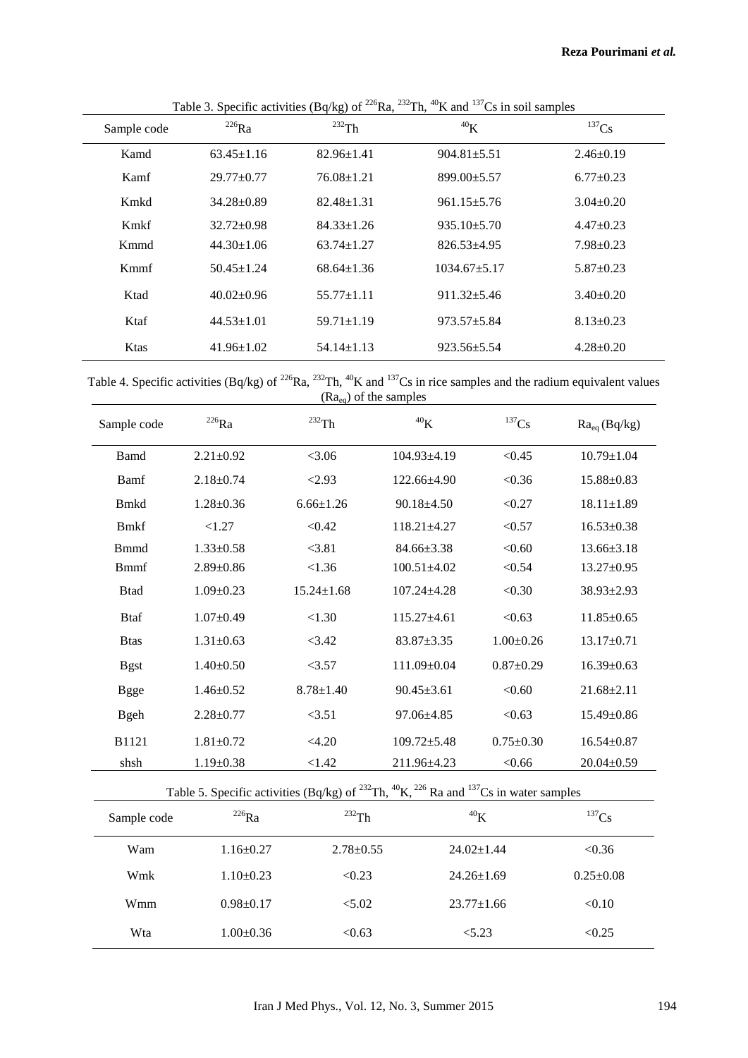Table 3. Specific activities (Bq/kg) of $^{226}Ra$, $^{232}Th$, $^{40}K$ and $^{137}Cs$ in soil samples

| Sample code | $^{226}Ra$ | $^{232}Th$ | $^{40}K$ | $^{137}Cs$ |
|---|---|---|---|---|
| Kamd | 63.45±1.16 | 82.96±1.41 | 904.81±5.51 | 2.46±0.19 |
| Kamf | 29.77±0.77 | 76.08±1.21 | 899.00±5.57 | 6.77±0.23 |
| Kmkd | 34.28±0.89 | 82.48±1.31 | 961.15±5.76 | 3.04±0.20 |
| Kmkf | 32.72±0.98 | 84.33±1.26 | 935.10±5.70 | 4.47±0.23 |
| Kmmd | 44.30±1.06 | 63.74±1.27 | 826.53±4.95 | 7.98±0.23 |
| Kmmf | 50.45±1.24 | 68.64±1.36 | 1034.67±5.17 | 5.87±0.23 |
| Ktad | 40.02±0.96 | 55.77±1.11 | 911.32±5.46 | 3.40±0.20 |
| Ktaf | 44.53±1.01 | 59.71±1.19 | 973.57±5.84 | 8.13±0.23 |
| Ktas | 41.96±1.02 | 54.14±1.13 | 923.56±5.54 | 4.28±0.20 |

Table 4. Specific activities (Bq/kg) of $^{226}Ra$, $^{232}Th$, $^{40}K$ and $^{137}Cs$ in rice samples and the radium equivalent values ($Ra_{eq}$) of the samples

| Sample code | $^{226}Ra$ | $^{232}Th$ | $^{40}K$ | $^{137}Cs$ | $Ra_{eq}$ (Bq/kg) |
|---|---|---|---|---|---|
| Bamd | 2.21±0.92 | <3.06 | 104.93±4.19 | <0.45 | 10.79±1.04 |
| Bamf | 2.18±0.74 | <2.93 | 122.66±4.90 | <0.36 | 15.88±0.83 |
| Bmkd | 1.28±0.36 | 6.66±1.26 | 90.18±4.50 | <0.27 | 18.11±1.89 |
| Bmkf | <1.27 | <0.42 | 118.21±4.27 | <0.57 | 16.53±0.38 |
| Bmmd | 1.33±0.58 | <3.81 | 84.66±3.38 | <0.60 | 13.66±3.18 |
| Bmmf | 2.89±0.86 | <1.36 | 100.51±4.02 | <0.54 | 13.27±0.95 |
| Btad | 1.09±0.23 | 15.24±1.68 | 107.24±4.28 | <0.30 | 38.93±2.93 |
| Btaf | 1.07±0.49 | <1.30 | 115.27±4.61 | <0.63 | 11.85±0.65 |
| Btas | 1.31±0.63 | <3.42 | 83.87±3.35 | 1.00±0.26 | 13.17±0.71 |
| Bgst | 1.40±0.50 | <3.57 | 111.09±0.04 | 0.87±0.29 | 16.39±0.63 |
| Bgge | 1.46±0.52 | 8.78±1.40 | 90.45±3.61 | <0.60 | 21.68±2.11 |
| Bgeh | 2.28±0.77 | <3.51 | 97.06±4.85 | <0.63 | 15.49±0.86 |
| B1121 | 1.81±0.72 | <4.20 | 109.72±5.48 | 0.75±0.30 | 16.54±0.87 |
| shsh | 1.19±0.38 | <1.42 | 211.96±4.23 | <0.66 | 20.04±0.59 |

Table 5. Specific activities (Bq/kg) of $^{232}Th$, $^{40}K$, $^{226}Ra$ and $^{137}Cs$ in water samples

| Sample code | $^{226}Ra$ | $^{232}Th$ | $^{40}K$ | $^{137}Cs$ |
|---|---|---|---|---|
| Wam | 1.16±0.27 | 2.78±0.55 | 24.02±1.44 | <0.36 |
| Wmk | 1.10±0.23 | <0.23 | 24.26±1.69 | 0.25±0.08 |
| Wmm | 0.98±0.17 | <5.02 | 23.77±1.66 | <0.10 |
| Wta | 1.00±0.36 | <0.63 | <5.23 | <0.25 |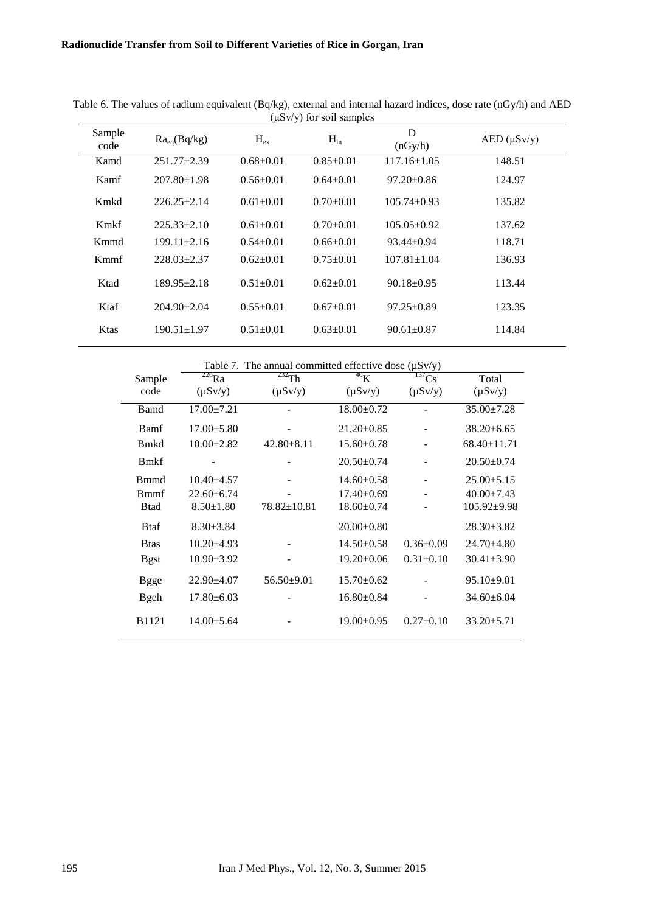Table 6. The values of radium equivalent (Bq/kg), external and internal hazard indices, dose rate (nGy/h) and AED (μSv/y) for soil samples

| Sample code | $Ra_{eq}$(Bq/kg) | $H_{ex}$ | $H_{in}$ | D (nGy/h) | AED (μSv/y) |
|---|---|---|---|---|---|
| Kamd | 251.77±2.39 | 0.68±0.01 | 0.85±0.01 | 117.16±1.05 | 148.51 |
| Kamf | 207.80±1.98 | 0.56±0.01 | 0.64±0.01 | 97.20±0.86 | 124.97 |
| Kmkd | 226.25±2.14 | 0.61±0.01 | 0.70±0.01 | 105.74±0.93 | 135.82 |
| Kmkf | 225.33±2.10 | 0.61±0.01 | 0.70±0.01 | 105.05±0.92 | 137.62 |
| Kmmd | 199.11±2.16 | 0.54±0.01 | 0.66±0.01 | 93.44±0.94 | 118.71 |
| Kmmf | 228.03±2.37 | 0.62±0.01 | 0.75±0.01 | 107.81±1.04 | 136.93 |
| Ktad | 189.95±2.18 | 0.51±0.01 | 0.62±0.01 | 90.18±0.95 | 113.44 |
| Ktaf | 204.90±2.04 | 0.55±0.01 | 0.67±0.01 | 97.25±0.89 | 123.35 |
| Ktas | 190.51±1.97 | 0.51±0.01 | 0.63±0.01 | 90.61±0.87 | 114.84 |

Table 7. The annual committed effective dose (μSv/y)

| Sample code | $^{226}$Ra (μSv/y) | $^{232}$Th (μSv/y) | $^{40}$K (μSv/y) | $^{137}$Cs (μSv/y) | Total (μSv/y) |
|---|---|---|---|---|---|
| Bamd | 17.00±7.21 | - | 18.00±0.72 | - | 35.00±7.28 |
| Bamf | 17.00±5.80 | - | 21.20±0.85 | - | 38.20±6.65 |
| Bmkd | 10.00±2.82 | 42.80±8.11 | 15.60±0.78 | - | 68.40±11.71 |
| Bmkf | - | - | 20.50±0.74 | - | 20.50±0.74 |
| Bmmd | 10.40±4.57 | - | 14.60±0.58 | - | 25.00±5.15 |
| Bmmf | 22.60±6.74 | - | 17.40±0.69 | - | 40.00±7.43 |
| Btad | 8.50±1.80 | 78.82±10.81 | 18.60±0.74 | - | 105.92±9.98 |
| Btaf | 8.30±3.84 | | 20.00±0.80 | | 28.30±3.82 |
| Btas | 10.20±4.93 | - | 14.50±0.58 | 0.36±0.09 | 24.70±4.80 |
| Bgst | 10.90±3.92 | - | 19.20±0.06 | 0.31±0.10 | 30.41±3.90 |
| Bgge | 22.90±4.07 | 56.50±9.01 | 15.70±0.62 | - | 95.10±9.01 |
| Bgeh | 17.80±6.03 | - | 16.80±0.84 | - | 34.60±6.04 |
| B1121 | 14.00±5.64 | - | 19.00±0.95 | 0.27±0.10 | 33.20±5.71 |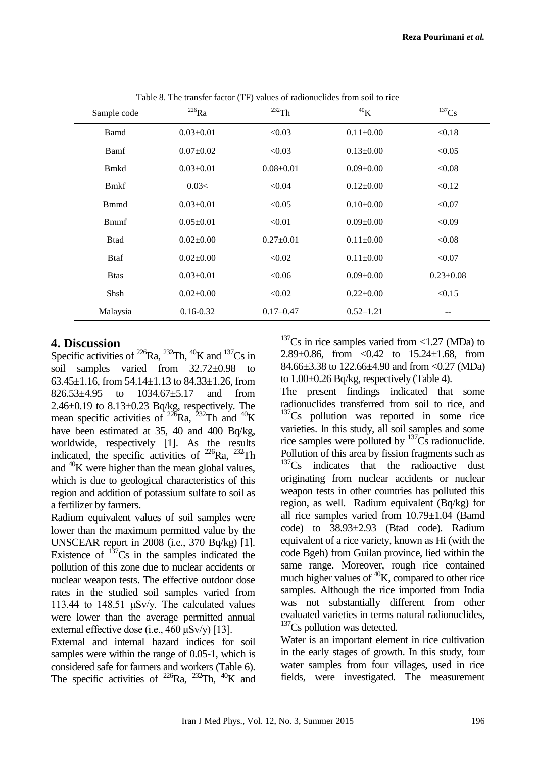Table 8. The transfer factor (TF) values of radionuclides from soil to rice

| Sample code | $^{226}Ra$ | $^{232}Th$ | $^{40}K$ | $^{137}Cs$ |
|---|---|---|---|---|
| Bamd | 0.03±0.01 | <0.03 | 0.11±0.00 | <0.18 |
| Bamf | 0.07±0.02 | <0.03 | 0.13±0.00 | <0.05 |
| Bmkd | 0.03±0.01 | 0.08±0.01 | 0.09±0.00 | <0.08 |
| Bmkf | 0.03< | <0.04 | 0.12±0.00 | <0.12 |
| Bmmd | 0.03±0.01 | <0.05 | 0.10±0.00 | <0.07 |
| Bmmf | 0.05±0.01 | <0.01 | 0.09±0.00 | <0.09 |
| Btad | 0.02±0.00 | 0.27±0.01 | 0.11±0.00 | <0.08 |
| Btaf | 0.02±0.00 | <0.02 | 0.11±0.00 | <0.07 |
| Btas | 0.03±0.01 | <0.06 | 0.09±0.00 | 0.23±0.08 |
| Shsh | 0.02±0.00 | <0.02 | 0.22±0.00 | <0.15 |
| Malaysia | 0.16-0.32 | 0.17–0.47 | 0.52–1.21 | -- |

## 4. Discussion

Specific activities of $^{226}Ra$, $^{232}Th$, $^{40}K$ and $^{137}Cs$ in soil samples varied from 32.72±0.98 to 63.45±1.16, from 54.14±1.13 to 84.33±1.26, from 826.53±4.95 to 1034.67±5.17 and from 2.46±0.19 to 8.13±0.23 Bq/kg, respectively. The mean specific activities of $^{226}Ra$, $^{232}Th$ and $^{40}K$ have been estimated at 35, 40 and 400 Bq/kg, worldwide, respectively [1]. As the results indicated, the specific activities of $^{226}Ra$, $^{232}Th$ and $^{40}K$ were higher than the mean global values, which is due to geological characteristics of this region and addition of potassium sulfate to soil as a fertilizer by farmers.

Radium equivalent values of soil samples were lower than the maximum permitted value by the UNSCEAR report in 2008 (i.e., 370 Bq/kg) [1]. Existence of $^{137}Cs$ in the samples indicated the pollution of this zone due to nuclear accidents or nuclear weapon tests. The effective outdoor dose rates in the studied soil samples varied from 113.44 to 148.51 μSv/y. The calculated values were lower than the average permitted annual external effective dose (i.e., 460 μSv/y) [13].

External and internal hazard indices for soil samples were within the range of 0.05-1, which is considered safe for farmers and workers (Table 6). The specific activities of $^{226}Ra$, $^{232}Th$, $^{40}K$ and $^{137}Cs$ in rice samples varied from <1.27 (MDa) to 2.89±0.86, from <0.42 to 15.24±1.68, from 84.66±3.38 to 122.66±4.90 and from <0.27 (MDa) to 1.00±0.26 Bq/kg, respectively (Table 4).

The present findings indicated that some radionuclides transferred from soil to rice, and $^{137}Cs$ pollution was reported in some rice varieties. In this study, all soil samples and some rice samples were polluted by $^{137}Cs$ radionuclide. Pollution of this area by fission fragments such as $^{137}Cs$ indicates that the radioactive dust originating from nuclear accidents or nuclear weapon tests in other countries has polluted this region, as well. Radium equivalent (Bq/kg) for all rice samples varied from 10.79±1.04 (Bamd code) to 38.93±2.93 (Btad code). Radium equivalent of a rice variety, known as Hi (with the code Bgeh) from Guilan province, lied within the same range. Moreover, rough rice contained much higher values of $^{40}K$, compared to other rice samples. Although the rice imported from India was not substantially different from other evaluated varieties in terms natural radionuclides, $^{137}Cs$ pollution was detected.

Water is an important element in rice cultivation in the early stages of growth. In this study, four water samples from four villages, used in rice fields, were investigated. The measurement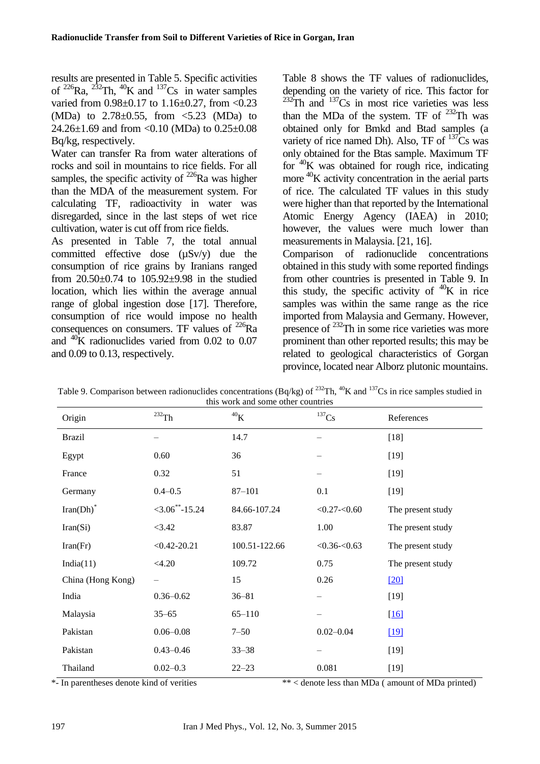results are presented in Table 5. Specific activities of $^{226}Ra$, $^{232}Th$, $^{40}K$ and $^{137}Cs$ in water samples varied from 0.98±0.17 to 1.16±0.27, from <0.23 (MDa) to 2.78±0.55, from <5.23 (MDa) to 24.26±1.69 and from <0.10 (MDa) to 0.25±0.08 Bq/kg, respectively.

Water can transfer Ra from water alterations of rocks and soil in mountains to rice fields. For all samples, the specific activity of $^{226}Ra$ was higher than the MDA of the measurement system. For calculating TF, radioactivity in water was disregarded, since in the last steps of wet rice cultivation, water is cut off from rice fields.

As presented in Table 7, the total annual committed effective dose (µSv/y) due the consumption of rice grains by Iranians ranged from 20.50±0.74 to 105.92±9.98 in the studied location, which lies within the average annual range of global ingestion dose [17]. Therefore, consumption of rice would impose no health consequences on consumers. TF values of $^{226}Ra$ and $^{40}K$ radionuclides varied from 0.02 to 0.07 and 0.09 to 0.13, respectively.

Table 8 shows the TF values of radionuclides, depending on the variety of rice. This factor for $^{232}Th$ and $^{137}Cs$ in most rice varieties was less than the MDa of the system. TF of $^{232}Th$ was obtained only for Bmkd and Btad samples (a variety of rice named Dh). Also, TF of $^{137}Cs$ was only obtained for the Btas sample. Maximum TF for $^{40}K$ was obtained for rough rice, indicating more $^{40}K$ activity concentration in the aerial parts of rice. The calculated TF values in this study were higher than that reported by the International Atomic Energy Agency (IAEA) in 2010; however, the values were much lower than measurements in Malaysia. [21, 16].

Comparison of radionuclide concentrations obtained in this study with some reported findings from other countries is presented in Table 9. In this study, the specific activity of $^{40}K$ in rice samples was within the same range as the rice imported from Malaysia and Germany. However, presence of $^{232}Th$ in some rice varieties was more prominent than other reported results; this may be related to geological characteristics of Gorgan province, located near Alborz plutonic mountains.

Table 9. Comparison between radionuclides concentrations (Bq/kg) of $^{232}Th$, $^{40}K$ and $^{137}Cs$ in rice samples studied in this work and some other countries

| Origin | $^{232}Th$ | $^{40}K$ | $^{137}Cs$ | References |
|---|---|---|---|---|
| Brazil | – | 14.7 | – | [18] |
| Egypt | 0.60 | 36 | – | [19] |
| France | 0.32 | 51 | – | [19] |
| Germany | 0.4–0.5 | 87–101 | 0.1 | [19] |
| Iran(Dh)* | <3.06**-15.24 | 84.66-107.24 | <0.27-<0.60 | The present study |
| Iran(Si) | <3.42 | 83.87 | 1.00 | The present study |
| Iran(Fr) | <0.42-20.21 | 100.51-122.66 | <0.36-<0.63 | The present study |
| India(11) | <4.20 | 109.72 | 0.75 | The present study |
| China (Hong Kong) | – | 15 | 0.26 | [20] |
| India | 0.36–0.62 | 36–81 | – | [19] |
| Malaysia | 35–65 | 65–110 | – | [16] |
| Pakistan | 0.06–0.08 | 7–50 | 0.02–0.04 | [19] |
| Pakistan | 0.43–0.46 | 33–38 | – | [19] |
| Thailand | 0.02–0.3 | 22–23 | 0.081 | [19] |

*- In parentheses denote kind of verities ** < denote less than MDa ( amount of MDa printed)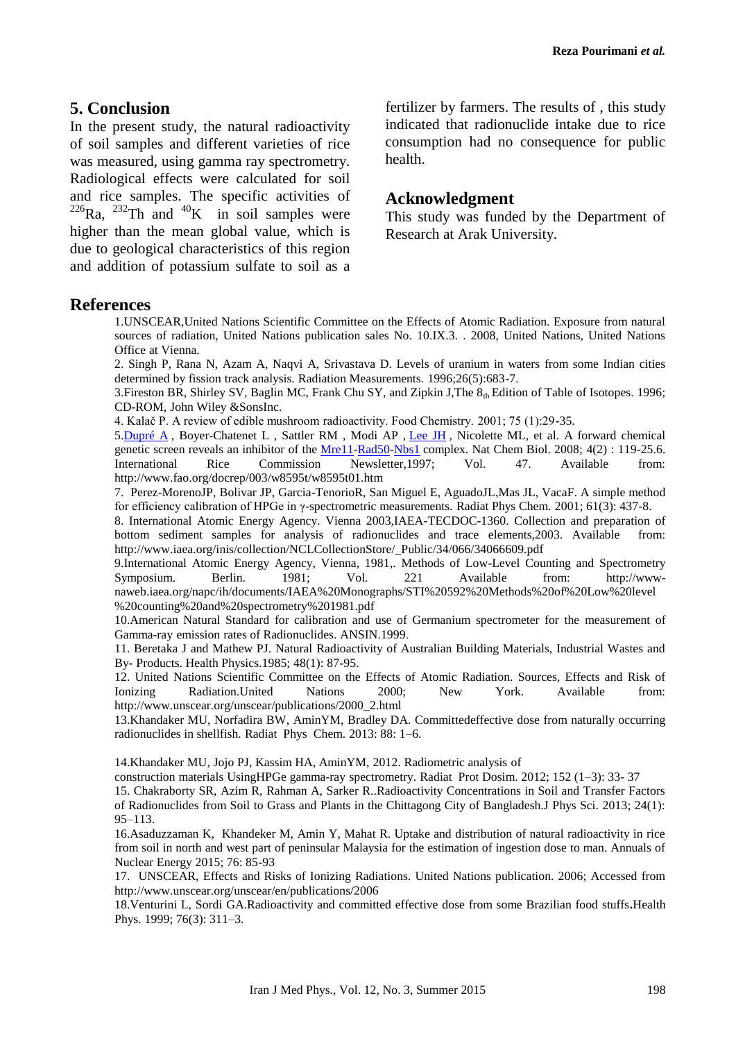## 5. Conclusion

In the present study, the natural radioactivity of soil samples and different varieties of rice was measured, using gamma ray spectrometry. Radiological effects were calculated for soil and rice samples. The specific activities of $^{226}$Ra, $^{232}$Th and $^{40}$K in soil samples were higher than the mean global value, which is due to geological characteristics of this region and addition of potassium sulfate to soil as a fertilizer by farmers. The results of , this study indicated that radionuclide intake due to rice consumption had no consequence for public health.

## Acknowledgment

This study was funded by the Department of Research at Arak University.

## References

1.UNSCEAR,United Nations Scientific Committee on the Effects of Atomic Radiation. Exposure from natural sources of radiation, United Nations publication sales No. 10.IX.3. . 2008, United Nations, United Nations Office at Vienna.

2. Singh P, Rana N, Azam A, Naqvi A, Srivastava D. Levels of uranium in waters from some Indian cities determined by fission track analysis. Radiation Measurements. 1996;26(5):683-7.

3.Fireston BR, Shirley SV, Baglin MC, Frank Chu SY, and Zipkin J,The $8_{th}$ Edition of Table of Isotopes. 1996; CD-ROM, John Wiley &SonsInc.

4. Kalač P. A review of edible mushroom radioactivity. Food Chemistry. 2001; 75 (1):29-35.

5.Dupré A , Boyer-Chatenet L , Sattler RM , Modi AP , Lee JH , Nicolette ML, et al. A forward chemical genetic screen reveals an inhibitor of the Mre11-Rad50-Nbs1 complex. Nat Chem Biol. 2008; 4(2) : 119-25.6. International Rice Commission Newsletter,1997; Vol. 47. Available from: http://www.fao.org/docrep/003/w8595t/w8595t01.htm

7. Perez-MorenoJP, Bolivar JP, Garcia-TenorioR, San Miguel E, AguadoJL,Mas JL, VacaF. A simple method for efficiency calibration of HPGe in γ-spectrometric measurements. Radiat Phys Chem. 2001; 61(3): 437-8.

8. International Atomic Energy Agency. Vienna 2003,IAEA-TECDOC-1360. Collection and preparation of bottom sediment samples for analysis of radionuclides and trace elements,2003. Available from: http://www.iaea.org/inis/collection/NCLCollectionStore/_Public/34/066/34066609.pdf

9.International Atomic Energy Agency, Vienna, 1981,. Methods of Low-Level Counting and Spectrometry Symposium. Berlin. 1981; Vol. 221 Available from: http://www-naweb.iaea.org/napc/ih/documents/IAEA%20Monographs/STI%20592%20Methods%20of%20Low%20level%20counting%20and%20spectrometry%201981.pdf

10.American Natural Standard for calibration and use of Germanium spectrometer for the measurement of Gamma-ray emission rates of Radionuclides. ANSIN.1999.

11. Beretaka J and Mathew PJ. Natural Radioactivity of Australian Building Materials, Industrial Wastes and By- Products. Health Physics.1985; 48(1): 87-95.

12. United Nations Scientific Committee on the Effects of Atomic Radiation. Sources, Effects and Risk of Ionizing Radiation.United Nations 2000; New York. Available from: http://www.unscear.org/unscear/publications/2000_2.html

13.Khandaker MU, Norfadira BW, AminYM, Bradley DA. Committedeffective dose from naturally occurring radionuclides in shellfish. Radiat Phys Chem. 2013: 88: 1–6.

14.Khandaker MU, Jojo PJ, Kassim HA, AminYM, 2012. Radiometric analysis of construction materials UsingHPGe gamma-ray spectrometry. Radiat Prot Dosim. 2012; 152 (1–3): 33- 37

15. Chakraborty SR, Azim R, Rahman A, Sarker R..Radioactivity Concentrations in Soil and Transfer Factors of Radionuclides from Soil to Grass and Plants in the Chittagong City of Bangladesh.J Phys Sci. 2013; 24(1): 95–113.

16.Asaduzzaman K, Khandeker M, Amin Y, Mahat R. Uptake and distribution of natural radioactivity in rice from soil in north and west part of peninsular Malaysia for the estimation of ingestion dose to man. Annuals of Nuclear Energy 2015; 76: 85-93

17. UNSCEAR, Effects and Risks of Ionizing Radiations. United Nations publication. 2006; Accessed from http://www.unscear.org/unscear/en/publications/2006

18.Venturini L, Sordi GA.Radioactivity and committed effective dose from some Brazilian food stuffs.Health Phys. 1999; 76(3): 311–3.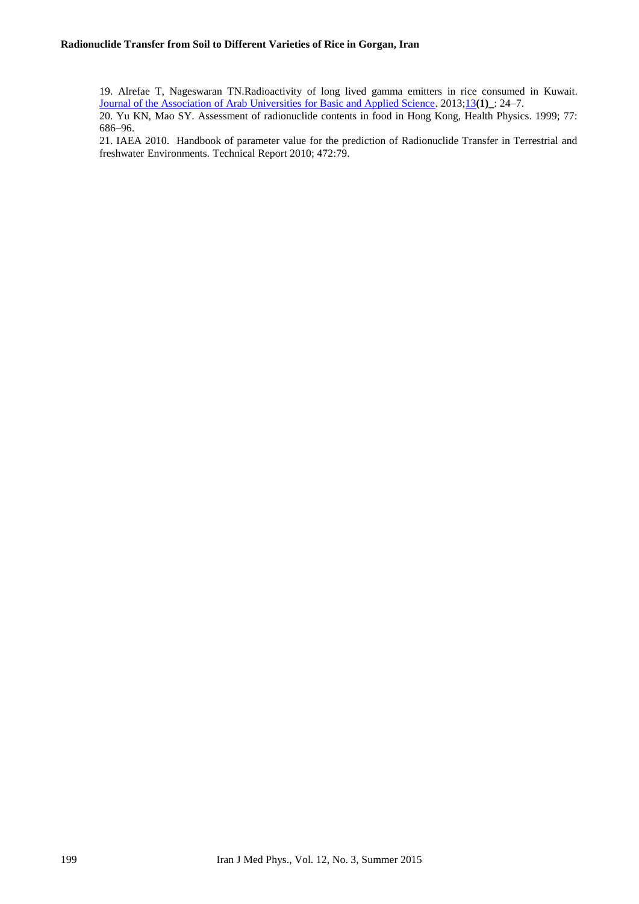19. Alrefae T, Nageswaran TN.Radioactivity of long lived gamma emitters in rice consumed in Kuwait. Journal of the Association of Arab Universities for Basic and Applied Science. 2013;13**(1)**_: 24–7.

20. Yu KN, Mao SY. Assessment of radionuclide contents in food in Hong Kong, Health Physics. 1999; 77: 686–96.

21. IAEA 2010. Handbook of parameter value for the prediction of Radionuclide Transfer in Terrestrial and freshwater Environments. Technical Report 2010; 472:79.